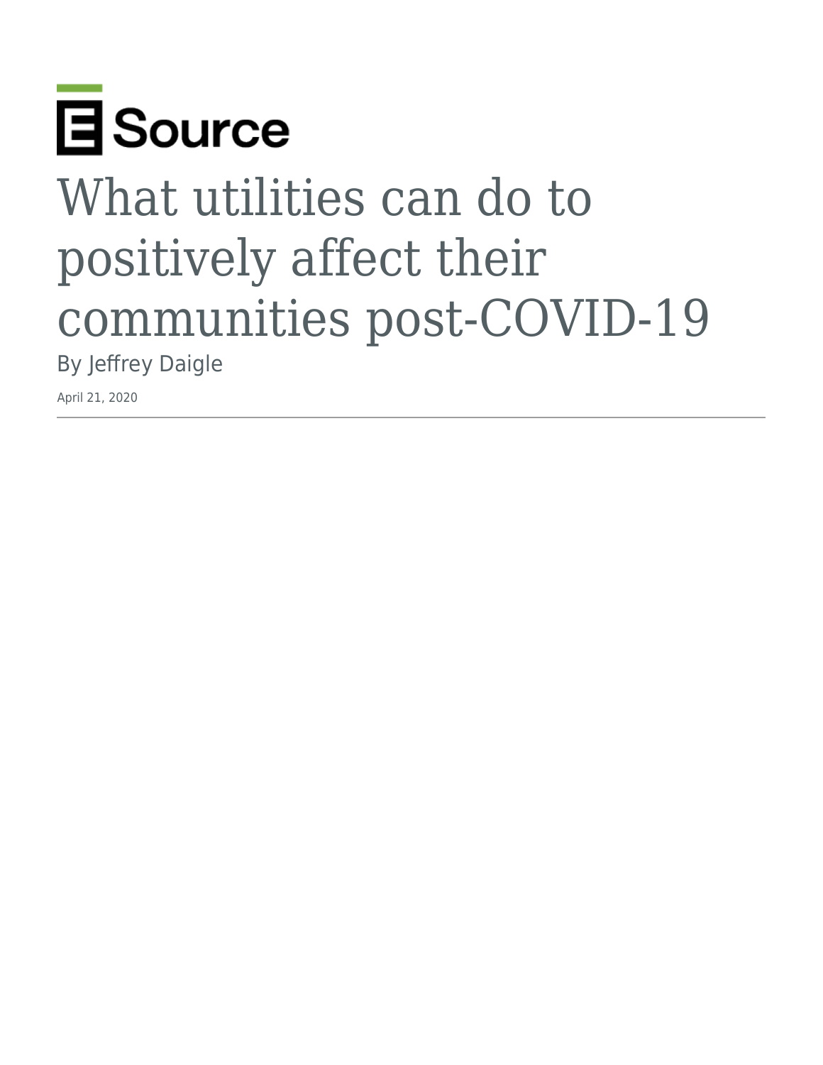E Source

# What utilities can do to positively affect their communities post-COVID-19

By Jeffrey Daigle

April 21, 2020

---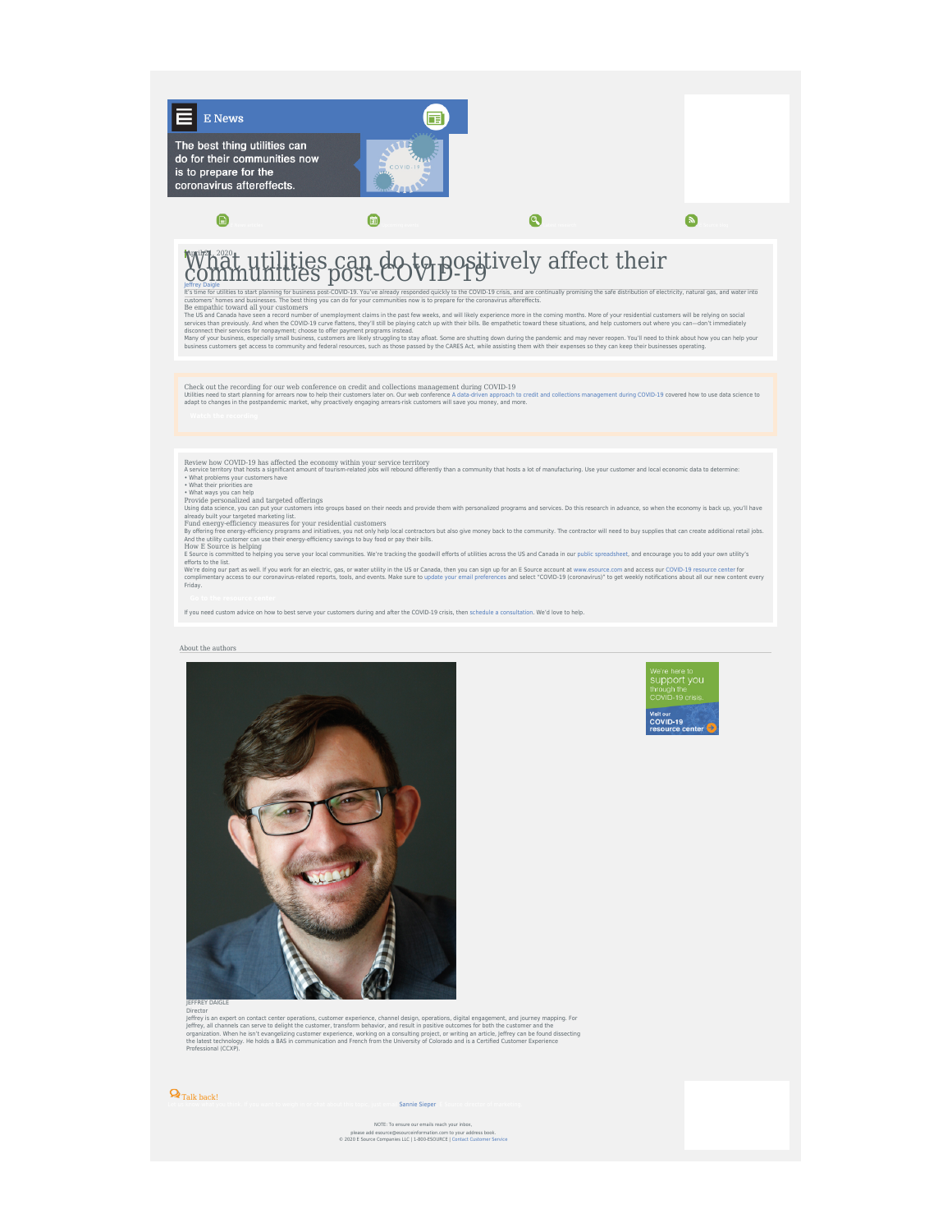E News

The best thing utilities can do for their communities now is to prepare for the coronavirus aftereffects.

April 21, 2020

# What utilities can do to positively affect their communities post-COVID-19

Jeffrey Daigle

It's time for utilities to start planning for business post-COVID-19. You've already responded quickly to the COVID-19 crisis, and are continually promising the safe distribution of electricity, natural gas, and water into customers' homes and businesses. The best thing you can do for your communities now is to prepare for the coronavirus aftereffects.

## Be empathic toward all your customers

The US and Canada have seen a record number of unemployment claims in the past few weeks, and will likely experience more in the coming months. More of your residential customers will be relying on social services than previously. And when the COVID-19 curve flattens, they'll still be playing catch up with their bills. Be empathetic toward these situations, and help customers out where you can—don't immediately disconnect their services for nonpayment; choose to offer payment programs instead.

Many of your business, especially small business, customers are likely struggling to stay afloat. Some are shutting down during the pandemic and may never reopen. You'll need to think about how you can help your business customers get access to community and federal resources, such as those passed by the CARES Act, while assisting them with their expenses so they can keep their businesses operating.

## Check out the recording for our web conference on credit and collections management during COVID-19

Utilities need to start planning for arrears now to help their customers later on. Our web conference A data-driven approach to credit and collections management during COVID-19 covered how to use data science to adapt to changes in the postpandemic market, why proactively engaging arrears-risk customers will save you money, and more.

Watch the recording

## Review how COVID-19 has affected the economy within your service territory

A service territory that hosts a significant amount of tourism-related jobs will rebound differently than a community that hosts a lot of manufacturing. Use your customer and local economic data to determine:

- What problems your customers have
- What their priorities are
- What ways you can help

## Provide personalized and targeted offerings

Using data science, you can put your customers into groups based on their needs and provide them with personalized programs and services. Do this research in advance, so when the economy is back up, you'll have already built your targeted marketing list.

## Fund energy-efficiency measures for your residential customers

By offering free energy-efficiency programs and initiatives, you not only help local contractors but also give money back to the community. The contractor will need to buy supplies that can create additional retail jobs. And the utility customer can use their energy-efficiency savings to buy food or pay their bills.

## How E Source is helping

E Source is committed to helping you serve your local communities. We're tracking the goodwill efforts of utilities across the US and Canada in our public spreadsheet, and encourage you to add your own utility's efforts to the list.

We're doing our part as well. If you work for an electric, gas, or water utility in the US or Canada, then you can sign up for an E Source account at www.esource.com and access our COVID-19 resource center for complimentary access to our coronavirus-related reports, tools, and events. Make sure to update your email preferences and select "COVID-19 (coronavirus)" to get weekly notifications about all our new content every Friday.

Go to the resource center

If you need custom advice on how to best serve your customers during and after the COVID-19 crisis, then schedule a consultation. We'd love to help.

## About the authors

We're here to support you through the COVID-19 crisis. Visit our COVID-19 resource center

JEFFREY DAIGLE

Director

Jeffrey is an expert on contact center operations, customer experience, channel design, operations, digital engagement, and journey mapping. For Jeffrey, all channels can serve to delight the customer, transform behavior, and result in positive outcomes for both the customer and the organization. When he isn't evangelizing customer experience, working on a consulting project, or writing an article, Jeffrey can be found dissecting the latest technology. He holds a BAS in communication and French from the University of Colorado and is a Certified Customer Experience Professional (CCXP).

## Talk back!

Sannie Sieper

NOTE: To ensure our emails reach your inbox, please add esource@esourceinformation.com to your address book.
© 2020 E Source Companies LLC | 1-800-ESOURCE | Contact Customer Service